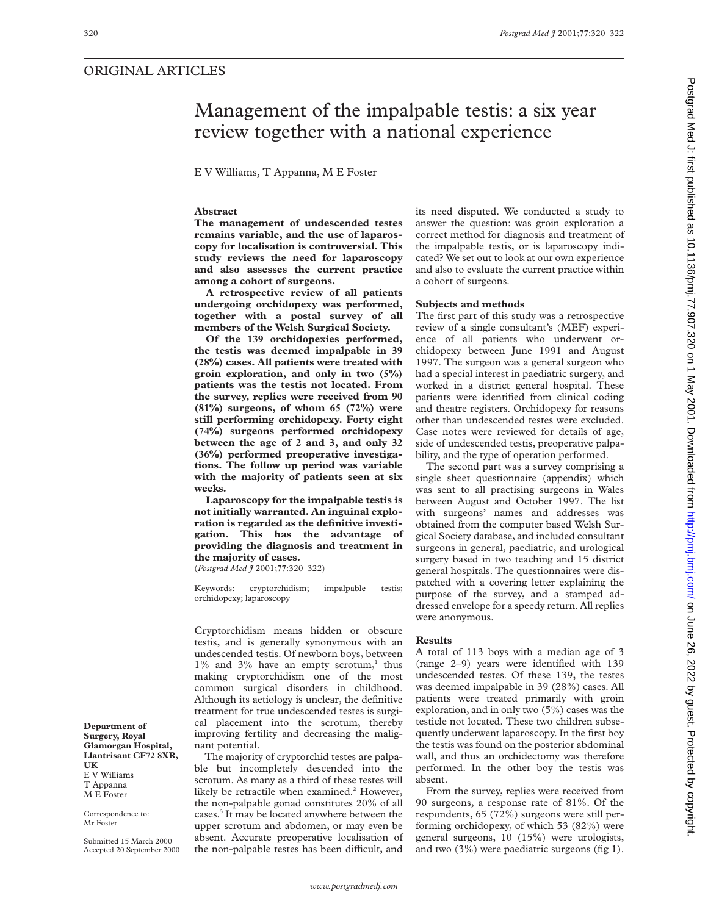## ORIGINAL ARTICLES

# Management of the impalpable testis: a six year review together with a national experience

E V Williams, T Appanna, M E Foster

**Department of Surgery, Royal Glamorgan Hospital, Llantrisant CF72 8XR, UK**
E V Williams
T Appanna
M E Foster

Correspondence to: Mr Foster

Submitted 15 March 2000
Accepted 20 September 2000

### Abstract

**The management of undescended testes remains variable, and the use of laparoscopy for localisation is controversial. This study reviews the need for laparoscopy and also assesses the current practice among a cohort of surgeons.**

**A retrospective review of all patients undergoing orchidopexy was performed, together with a postal survey of all members of the Welsh Surgical Society.**

**Of the 139 orchidopexies performed, the testis was deemed impalpable in 39 (28%) cases. All patients were treated with groin exploration, and only in two (5%) patients was the testis not located. From the survey, replies were received from 90 (81%) surgeons, of whom 65 (72%) were still performing orchidopexy. Forty eight (74%) surgeons performed orchidopexy between the age of 2 and 3, and only 32 (36%) performed preoperative investigations. The follow up period was variable with the majority of patients seen at six weeks.**

**Laparoscopy for the impalpable testis is not initially warranted. An inguinal exploration is regarded as the definitive investigation. This has the advantage of providing the diagnosis and treatment in the majority of cases.**

(*Postgrad Med J* 2001;77:320–322)

Keywords: cryptorchidism; impalpable testis; orchidopexy; laparoscopy

Cryptorchidism means hidden or obscure testis, and is generally synonymous with an undescended testis. Of newborn boys, between 1% and 3% have an empty scrotum,[1] thus making cryptorchidism one of the most common surgical disorders in childhood. Although its aetiology is unclear, the definitive treatment for true undescended testes is surgical placement into the scrotum, thereby improving fertility and decreasing the malignant potential.

The majority of cryptorchid testes are palpable but incompletely descended into the scrotum. As many as a third of these testes will likely be retractile when examined.[2] However, the non-palpable gonad constitutes 20% of all cases.[3] It may be located anywhere between the upper scrotum and abdomen, or may even be absent. Accurate preoperative localisation of the non-palpable testes has been difficult, and its need disputed. We conducted a study to answer the question: was groin exploration a correct method for diagnosis and treatment of the impalpable testis, or is laparoscopy indicated? We set out to look at our own experience and also to evaluate the current practice within a cohort of surgeons.

### Subjects and methods

The first part of this study was a retrospective review of a single consultant's (MEF) experience of all patients who underwent orchidopexy between June 1991 and August 1997. The surgeon was a general surgeon who had a special interest in paediatric surgery, and worked in a district general hospital. These patients were identified from clinical coding and theatre registers. Orchidopexy for reasons other than undescended testes were excluded. Case notes were reviewed for details of age, side of undescended testis, preoperative palpability, and the type of operation performed.

The second part was a survey comprising a single sheet questionnaire (appendix) which was sent to all practising surgeons in Wales between August and October 1997. The list with surgeons' names and addresses was obtained from the computer based Welsh Surgical Society database, and included consultant surgeons in general, paediatric, and urological surgery based in two teaching and 15 district general hospitals. The questionnaires were dispatched with a covering letter explaining the purpose of the survey, and a stamped addressed envelope for a speedy return. All replies were anonymous.

### Results

A total of 113 boys with a median age of 3 (range 2–9) years were identified with 139 undescended testes. Of these 139, the testes was deemed impalpable in 39 (28%) cases. All patients were treated primarily with groin exploration, and in only two (5%) cases was the testicle not located. These two children subsequently underwent laparoscopy. In the first boy the testis was found on the posterior abdominal wall, and thus an orchidectomy was therefore performed. In the other boy the testis was absent.

From the survey, replies were received from 90 surgeons, a response rate of 81%. Of the respondents, 65 (72%) surgeons were still performing orchidopexy, of which 53 (82%) were general surgeons, 10 (15%) were urologists, and two (3%) were paediatric surgeons (fig 1).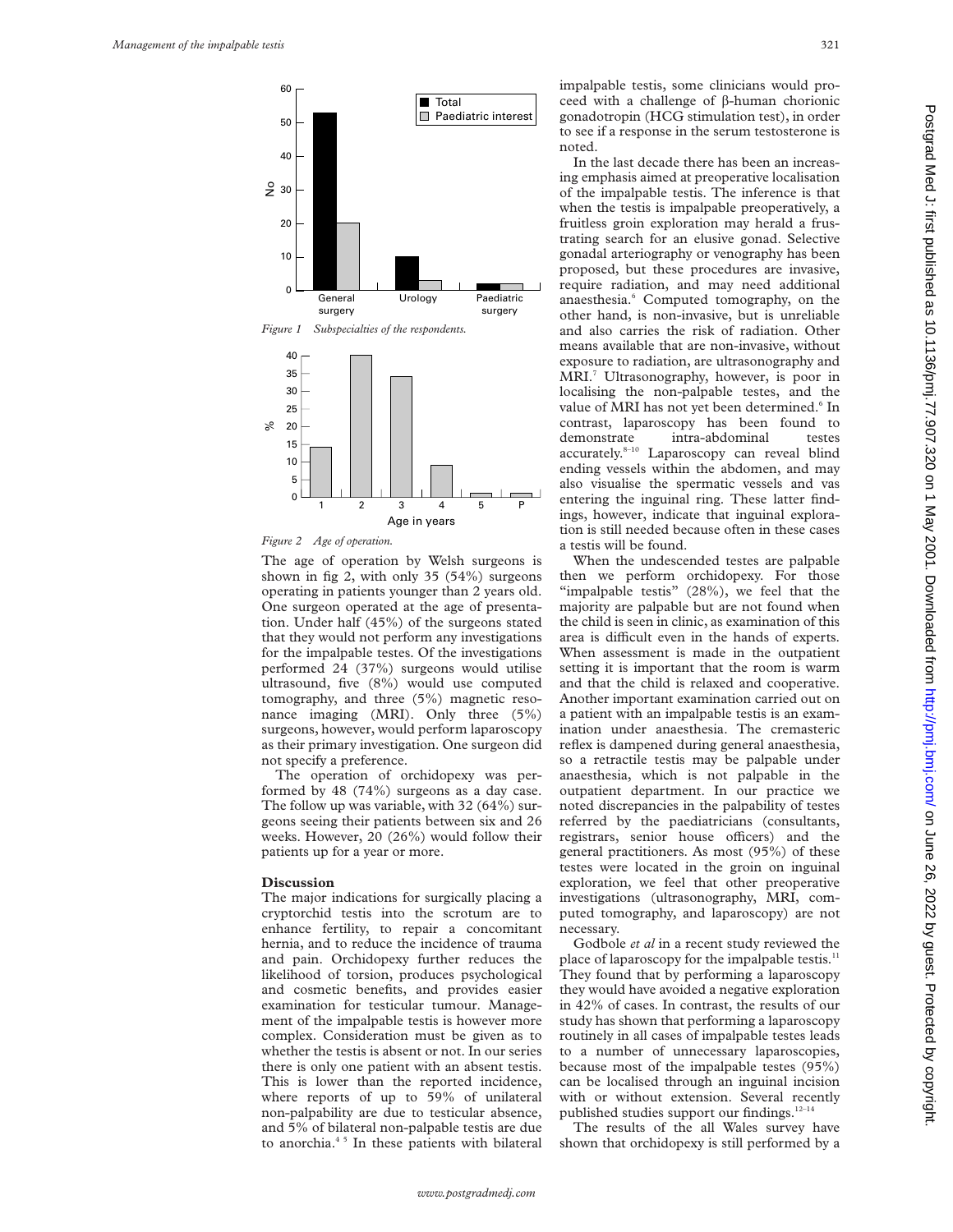Figure 1 Subspecialties of the respondents.

Figure 2 Age of operation.

The age of operation by Welsh surgeons is shown in fig 2, with only 35 (54%) surgeons operating in patients younger than 2 years old. One surgeon operated at the age of presentation. Under half (45%) of the surgeons stated that they would not perform any investigations for the impalpable testes. Of the investigations performed 24 (37%) surgeons would utilise ultrasound, five (8%) would use computed tomography, and three (5%) magnetic resonance imaging (MRI). Only three (5%) surgeons, however, would perform laparoscopy as their primary investigation. One surgeon did not specify a preference.

The operation of orchidopexy was performed by 48 (74%) surgeons as a day case. The follow up was variable, with 32 (64%) surgeons seeing their patients between six and 26 weeks. However, 20 (26%) would follow their patients up for a year or more.

## Discussion

The major indications for surgically placing a cryptorchid testis into the scrotum are to enhance fertility, to repair a concomitant hernia, and to reduce the incidence of trauma and pain. Orchidopexy further reduces the likelihood of torsion, produces psychological and cosmetic benefits, and provides easier examination for testicular tumour. Management of the impalpable testis is however more complex. Consideration must be given as to whether the testis is absent or not. In our series there is only one patient with an absent testis. This is lower than the reported incidence, where reports of up to 59% of unilateral non-palpability are due to testicular absence, and 5% of bilateral non-palpable testis are due to anorchia.[4 5] In these patients with bilateral impalpable testis, some clinicians would proceed with a challenge of β-human chorionic gonadotropin (HCG stimulation test), in order to see if a response in the serum testosterone is noted.

In the last decade there has been an increasing emphasis aimed at preoperative localisation of the impalpable testis. The inference is that when the testis is impalpable preoperatively, a fruitless groin exploration may herald a frustrating search for an elusive gonad. Selective gonadal arteriography or venography has been proposed, but these procedures are invasive, require radiation, and may need additional anaesthesia.[6] Computed tomography, on the other hand, is non-invasive, but is unreliable and also carries the risk of radiation. Other means available that are non-invasive, without exposure to radiation, are ultrasonography and MRI.[7] Ultrasonography, however, is poor in localising the non-palpable testes, and the value of MRI has not yet been determined.[6] In contrast, laparoscopy has been found to demonstrate intra-abdominal testes accurately.[8–10] Laparoscopy can reveal blind ending vessels within the abdomen, and may also visualise the spermatic vessels and vas entering the inguinal ring. These latter findings, however, indicate that inguinal exploration is still needed because often in these cases a testis will be found.

When the undescended testes are palpable then we perform orchidopexy. For those "impalpable testis" (28%), we feel that the majority are palpable but are not found when the child is seen in clinic, as examination of this area is difficult even in the hands of experts. When assessment is made in the outpatient setting it is important that the room is warm and that the child is relaxed and cooperative. Another important examination carried out on a patient with an impalpable testis is an examination under anaesthesia. The cremasteric reflex is dampened during general anaesthesia, so a retractile testis may be palpable under anaesthesia, which is not palpable in the outpatient department. In our practice we noted discrepancies in the palpability of testes referred by the paediatricians (consultants, registrars, senior house officers) and the general practitioners. As most (95%) of these testes were located in the groin on inguinal exploration, we feel that other preoperative investigations (ultrasonography, MRI, computed tomography, and laparoscopy) are not necessary.

Godbole *et al* in a recent study reviewed the place of laparoscopy for the impalpable testis.[11] They found that by performing a laparoscopy they would have avoided a negative exploration in 42% of cases. In contrast, the results of our study has shown that performing a laparoscopy routinely in all cases of impalpable testes leads to a number of unnecessary laparoscopies, because most of the impalpable testes (95%) can be localised through an inguinal incision with or without extension. Several recently published studies support our findings.[12–14]

The results of the all Wales survey have shown that orchidopexy is still performed by a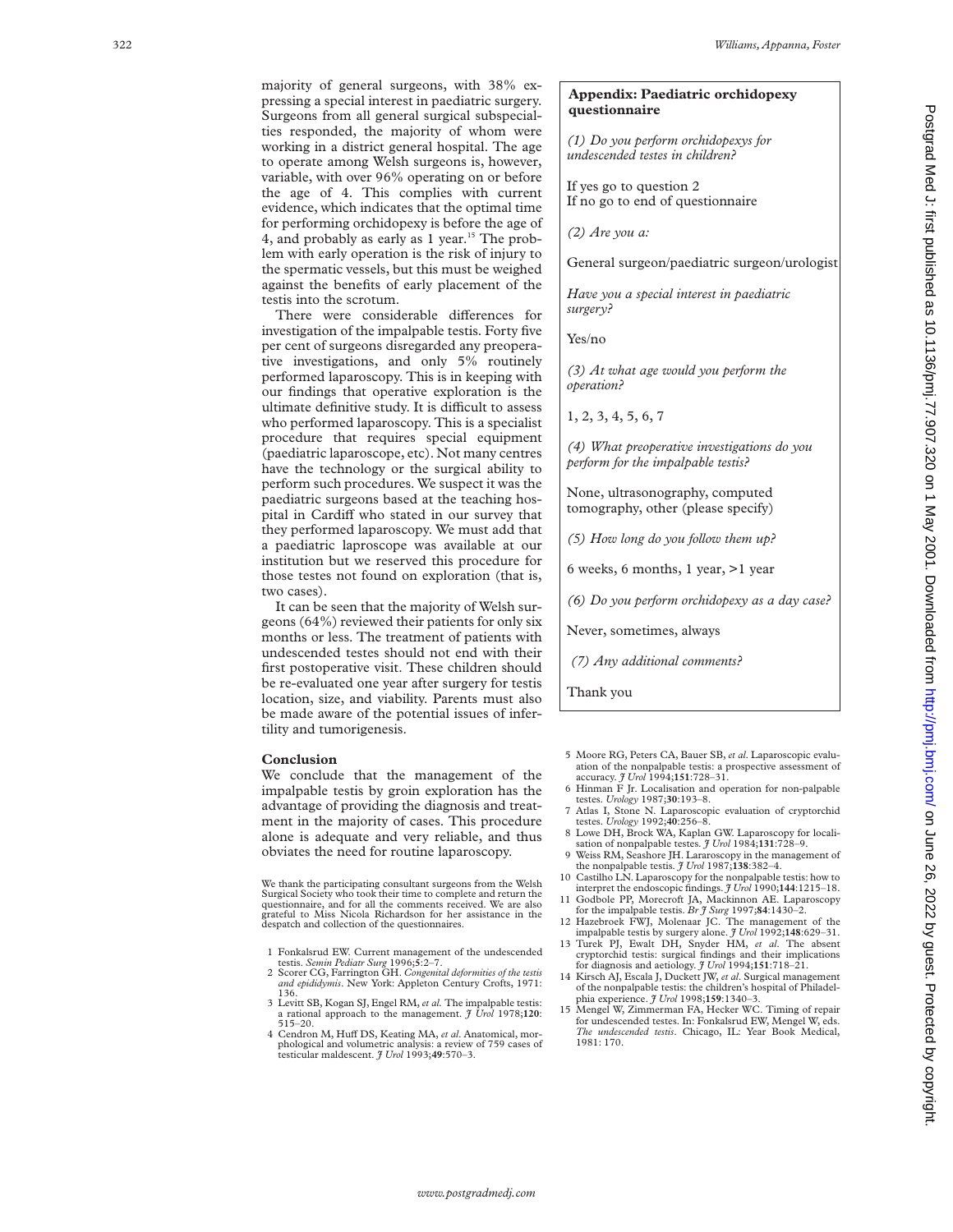majority of general surgeons, with 38% expressing a special interest in paediatric surgery. Surgeons from all general surgical subspecialties responded, the majority of whom were working in a district general hospital. The age to operate among Welsh surgeons is, however, variable, with over 96% operating on or before the age of 4. This complies with current evidence, which indicates that the optimal time for performing orchidopexy is before the age of 4, and probably as early as 1 year.[15] The problem with early operation is the risk of injury to the spermatic vessels, but this must be weighed against the benefits of early placement of the testis into the scrotum.

There were considerable differences for investigation of the impalpable testis. Forty five per cent of surgeons disregarded any preoperative investigations, and only 5% routinely performed laparoscopy. This is in keeping with our findings that operative exploration is the ultimate definitive study. It is difficult to assess who performed laparoscopy. This is a specialist procedure that requires special equipment (paediatric laparoscope, etc). Not many centres have the technology or the surgical ability to perform such procedures. We suspect it was the paediatric surgeons based at the teaching hospital in Cardiff who stated in our survey that they performed laparoscopy. We must add that a paediatric laproscope was available at our institution but we reserved this procedure for those testes not found on exploration (that is, two cases).

It can be seen that the majority of Welsh surgeons (64%) reviewed their patients for only six months or less. The treatment of patients with undescended testes should not end with their first postoperative visit. These children should be re-evaluated one year after surgery for testis location, size, and viability. Parents must also be made aware of the potential issues of infertility and tumorigenesis.

## Conclusion

We conclude that the management of the impalpable testis by groin exploration has the advantage of providing the diagnosis and treatment in the majority of cases. This procedure alone is adequate and very reliable, and thus obviates the need for routine laparoscopy.

We thank the participating consultant surgeons from the Welsh Surgical Society who took their time to complete and return the questionnaire, and for all the comments received. We are also grateful to Miss Nicola Richardson for her assistance in the despatch and collection of the questionnaires.

1. Fonkalsrud EW. Current management of the undescended testis. *Semin Pediatr Surg* 1996;**5**:2–7.
2. Scorer CG, Farrington GH. *Congenital deformities of the testis and epididymis*. New York: Appleton Century Crofts, 1971: 136.
3. Levitt SB, Kogan SJ, Engel RM, *et al*. The impalpable testis: a rational approach to the management. *J Urol* 1978;**120**: 515–20.
4. Cendron M, Huff DS, Keating MA, *et al*. Anatomical, morphological and volumetric analysis: a review of 759 cases of testicular maldescent. *J Urol* 1993;**49**:570–3.

### Appendix: Paediatric orchidopexy questionnaire

*(1) Do you perform orchidopexys for undescended testes in children?*

If yes go to question 2
If no go to end of questionnaire

*(2) Are you a:*

General surgeon/paediatric surgeon/urologist

*Have you a special interest in paediatric surgery?*

Yes/no

*(3) At what age would you perform the operation?*

1, 2, 3, 4, 5, 6, 7

*(4) What preoperative investigations do you perform for the impalpable testis?*

None, ultrasonography, computed tomography, other (please specify)

*(5) How long do you follow them up?*

6 weeks, 6 months, 1 year, >1 year

*(6) Do you perform orchidopexy as a day case?*

Never, sometimes, always

*(7) Any additional comments?*

Thank you

5. Moore RG, Peters CA, Bauer SB, *et al*. Laparoscopic evaluation of the nonpalpable testis: a prospective assessment of accuracy. *J Urol* 1994;**151**:728–31.
6. Hinman F Jr. Localisation and operation for non-palpable testes. *Urology* 1987;**30**:193–8.
7. Atlas I, Stone N. Laparoscopic evaluation of cryptorchid testes. *Urology* 1992;**40**:256–8.
8. Lowe DH, Brock WA, Kaplan GW. Laparoscopy for localisation of nonpalpable testes. *J Urol* 1984;**131**:728–9.
9. Weiss RM, Seashore JH. Lararoscopy in the management of the nonpalpable testis. *J Urol* 1987;**138**:382–4.
10. Castilho LN. Laparoscopy for the nonpalpable testis: how to interpret the endoscopic findings. *J Urol* 1990;**144**:1215–18.
11. Godbole PP, Morecroft JA, Mackinnon AE. Laparoscopy for the impalpable testis. *Br J Surg* 1997;**84**:1430–2.
12. Hazebroek FWJ, Molenaar JC. The management of the impalpable testis by surgery alone. *J Urol* 1992;**148**:629–31.
13. Turek PJ, Ewalt DH, Snyder HM, *et al*. The absent cryptorchid testis: surgical findings and their implications for diagnosis and aetiology. *J Urol* 1994;**151**:718–21.
14. Kirsch AJ, Escala J, Duckett JW, *et al*. Surgical management of the nonpalpable testis: the children's hospital of Philadelphia experience. *J Urol* 1998;**159**:1340–3.
15. Mengel W, Zimmerman FA, Hecker WC. Timing of repair for undescended testes. In: Fonkalsrud EW, Mengel W, eds. *The undescended testis*. Chicago, IL: Year Book Medical, 1981: 170.